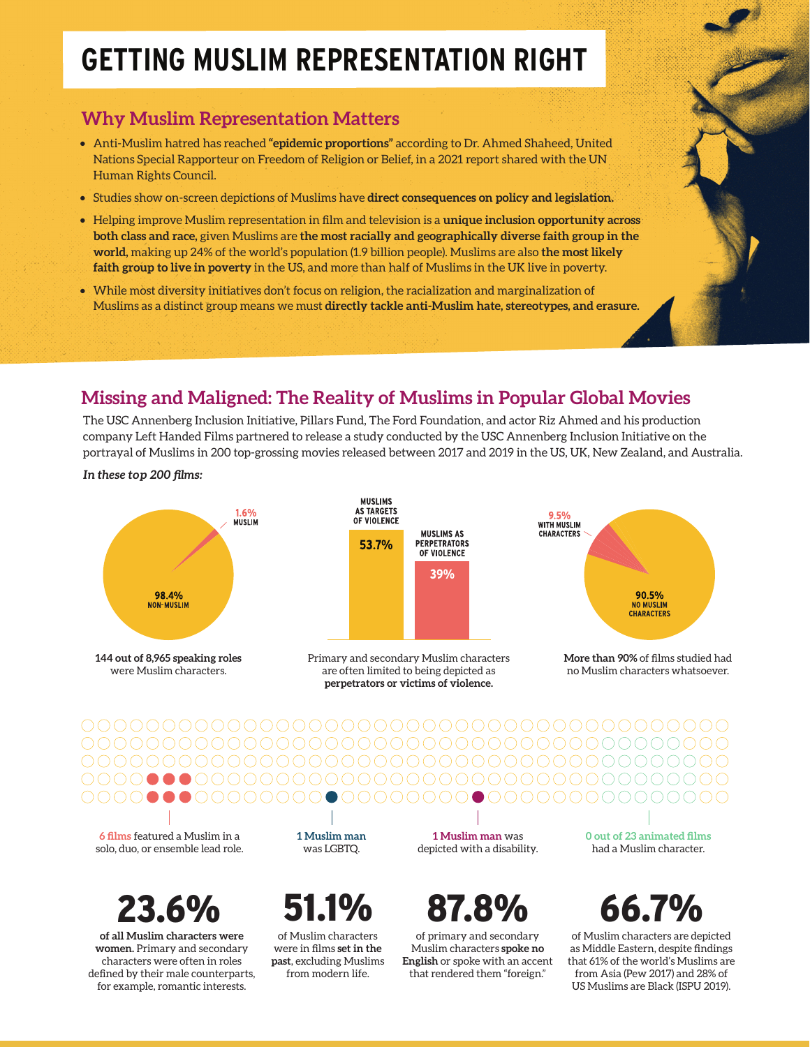# GETTING MUSLIM REPRESENTATION RIGHT

## Why Muslim Representation Matters

- Anti-Muslim hatred has reached **"epidemic proportions"** according to Dr. Ahmed Shaheed, United Nations Special Rapporteur on Freedom of Religion or Belief, in a 2021 report shared with the UN Human Rights Council.
- Studies show on-screen depictions of Muslims have **direct consequences on policy and legislation.**
- Helping improve Muslim representation in film and television is a **unique inclusion opportunity across both class and race,** given Muslims are **the most racially and geographically diverse faith group in the world,** making up 24% of the world's population (1.9 billion people). Muslims are also **the most likely faith group to live in poverty** in the US, and more than half of Muslims in the UK live in poverty.
- While most diversity initiatives don't focus on religion, the racialization and marginalization of Muslims as a distinct group means we must **directly tackle anti-Muslim hate, stereotypes, and erasure.**

## Missing and Maligned: The Reality of Muslims in Popular Global Movies

The USC Annenberg Inclusion Initiative, Pillars Fund, The Ford Foundation, and actor Riz Ahmed and his production company Left Handed Films partnered to release a study conducted by the USC Annenberg Inclusion Initiative on the portrayal of Muslims in 200 top-grossing movies released between 2017 and 2019 in the US, UK, New Zealand, and Australia.

***In these top 200 films:***

1.6% MUSLIM
98.4% NON-MUSLIM

**144 out of 8,965 speaking roles** were Muslim characters.

MUSLIMS AS TARGETS OF VIOLENCE: 53.7%
MUSLIMS AS PERPETRATORS OF VIOLENCE: 39%

Primary and secondary Muslim characters are often limited to being depicted as **perpetrators or victims of violence.**

9.5% WITH MUSLIM CHARACTERS
90.5% NO MUSLIM CHARACTERS

**More than 90%** of films studied had no Muslim characters whatsoever.

**6 films** featured a Muslim in a solo, duo, or ensemble lead role.

**1 Muslim man** was LGBTQ.

**1 Muslim man** was depicted with a disability.

**0 out of 23 animated films** had a Muslim character.

**23.6%**

**of all Muslim characters were women.** Primary and secondary characters were often in roles defined by their male counterparts, for example, romantic interests.

**51.1%**

of Muslim characters were in films **set in the past**, excluding Muslims from modern life.

**87.8%**

of primary and secondary Muslim characters **spoke no English** or spoke with an accent that rendered them "foreign."

**66.7%**

of Muslim characters are depicted as Middle Eastern, despite findings that 61% of the world's Muslims are from Asia (Pew 2017) and 28% of US Muslims are Black (ISPU 2019).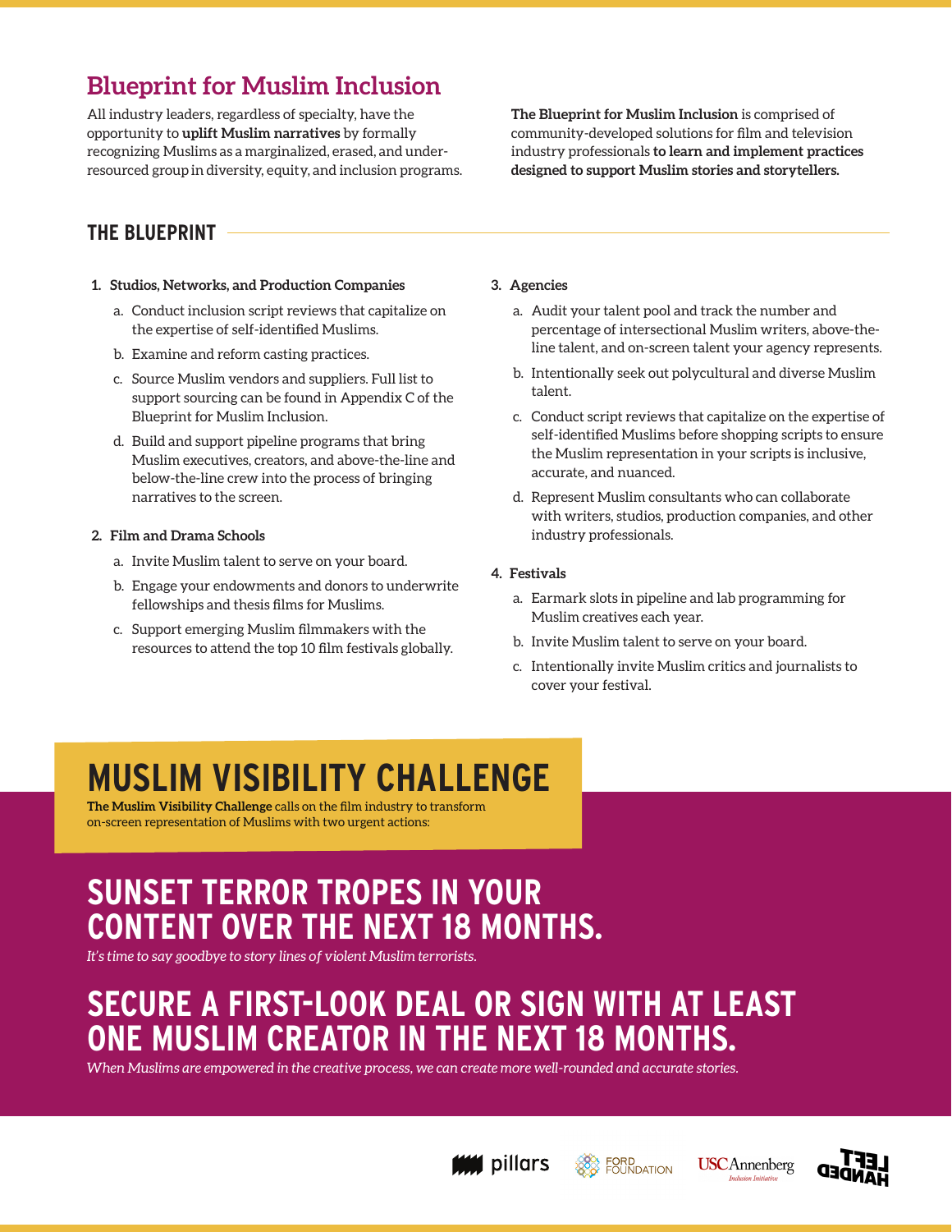## Blueprint for Muslim Inclusion

All industry leaders, regardless of specialty, have the opportunity to **uplift Muslim narratives** by formally recognizing Muslims as a marginalized, erased, and under-resourced group in diversity, equity, and inclusion programs.

**The Blueprint for Muslim Inclusion** is comprised of community-developed solutions for film and television industry professionals **to learn and implement practices designed to support Muslim stories and storytellers.**

### THE BLUEPRINT

1. **Studios, Networks, and Production Companies**
   a. Conduct inclusion script reviews that capitalize on the expertise of self-identified Muslims.
   b. Examine and reform casting practices.
   c. Source Muslim vendors and suppliers. Full list to support sourcing can be found in Appendix C of the Blueprint for Muslim Inclusion.
   d. Build and support pipeline programs that bring Muslim executives, creators, and above-the-line and below-the-line crew into the process of bringing narratives to the screen.

2. **Film and Drama Schools**
   a. Invite Muslim talent to serve on your board.
   b. Engage your endowments and donors to underwrite fellowships and thesis films for Muslims.
   c. Support emerging Muslim filmmakers with the resources to attend the top 10 film festivals globally.

3. **Agencies**
   a. Audit your talent pool and track the number and percentage of intersectional Muslim writers, above-the-line talent, and on-screen talent your agency represents.
   b. Intentionally seek out polycultural and diverse Muslim talent.
   c. Conduct script reviews that capitalize on the expertise of self-identified Muslims before shopping scripts to ensure the Muslim representation in your scripts is inclusive, accurate, and nuanced.
   d. Represent Muslim consultants who can collaborate with writers, studios, production companies, and other industry professionals.

4. **Festivals**
   a. Earmark slots in pipeline and lab programming for Muslim creatives each year.
   b. Invite Muslim talent to serve on your board.
   c. Intentionally invite Muslim critics and journalists to cover your festival.

## MUSLIM VISIBILITY CHALLENGE

**The Muslim Visibility Challenge** calls on the film industry to transform on-screen representation of Muslims with two urgent actions:

### SUNSET TERROR TROPES IN YOUR CONTENT OVER THE NEXT 18 MONTHS.

*It's time to say goodbye to story lines of violent Muslim terrorists.*

### SECURE A FIRST-LOOK DEAL OR SIGN WITH AT LEAST ONE MUSLIM CREATOR IN THE NEXT 18 MONTHS.

*When Muslims are empowered in the creative process, we can create more well-rounded and accurate stories.*

pillars FORD FOUNDATION USC Annenberg Inclusion Initiative LEFT HANDED